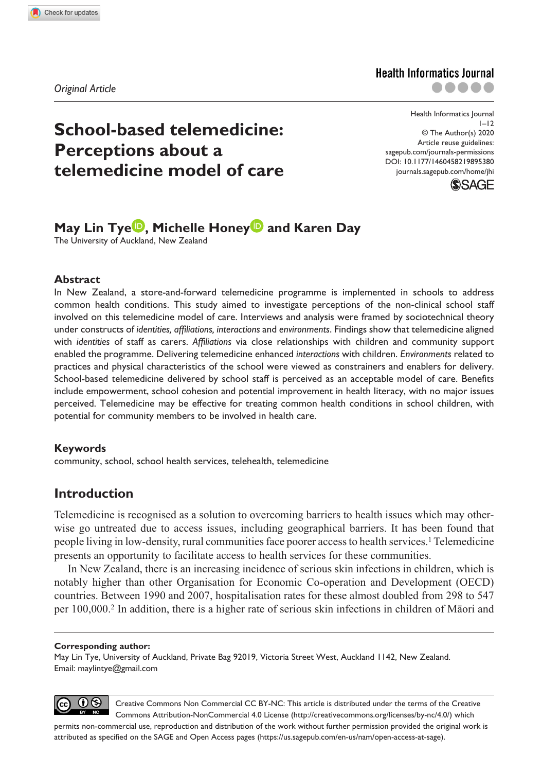Original Article

# School-based telemedicine: Perceptions about a telemedicine model of care

**May Lin Tye, Michelle Honey and Karen Day**
The University of Auckland, New Zealand

## Abstract

In New Zealand, a store-and-forward telemedicine programme is implemented in schools to address common health conditions. This study aimed to investigate perceptions of the non-clinical school staff involved on this telemedicine model of care. Interviews and analysis were framed by sociotechnical theory under constructs of *identities, affiliations, interactions* and *environments*. Findings show that telemedicine aligned with *identities* of staff as carers. *Affiliations* via close relationships with children and community support enabled the programme. Delivering telemedicine enhanced *interactions* with children. *Environments* related to practices and physical characteristics of the school were viewed as constrainers and enablers for delivery. School-based telemedicine delivered by school staff is perceived as an acceptable model of care. Benefits include empowerment, school cohesion and potential improvement in health literacy, with no major issues perceived. Telemedicine may be effective for treating common health conditions in school children, with potential for community members to be involved in health care.

## Keywords

community, school, school health services, telehealth, telemedicine

## Introduction

Telemedicine is recognised as a solution to overcoming barriers to health issues which may otherwise go untreated due to access issues, including geographical barriers. It has been found that people living in low-density, rural communities face poorer access to health services.[1] Telemedicine presents an opportunity to facilitate access to health services for these communities.

In New Zealand, there is an increasing incidence of serious skin infections in children, which is notably higher than other Organisation for Economic Co-operation and Development (OECD) countries. Between 1990 and 2007, hospitalisation rates for these almost doubled from 298 to 547 per 100,000.[2] In addition, there is a higher rate of serious skin infections in children of Māori and

**Corresponding author:**
May Lin Tye, University of Auckland, Private Bag 92019, Victoria Street West, Auckland 1142, New Zealand.
Email: maylintye@gmail.com

Creative Commons Non Commercial CC BY-NC: This article is distributed under the terms of the Creative Commons Attribution-NonCommercial 4.0 License (http://creativecommons.org/licenses/by-nc/4.0/) which permits non-commercial use, reproduction and distribution of the work without further permission provided the original work is attributed as specified on the SAGE and Open Access pages (https://us.sagepub.com/en-us/nam/open-access-at-sage).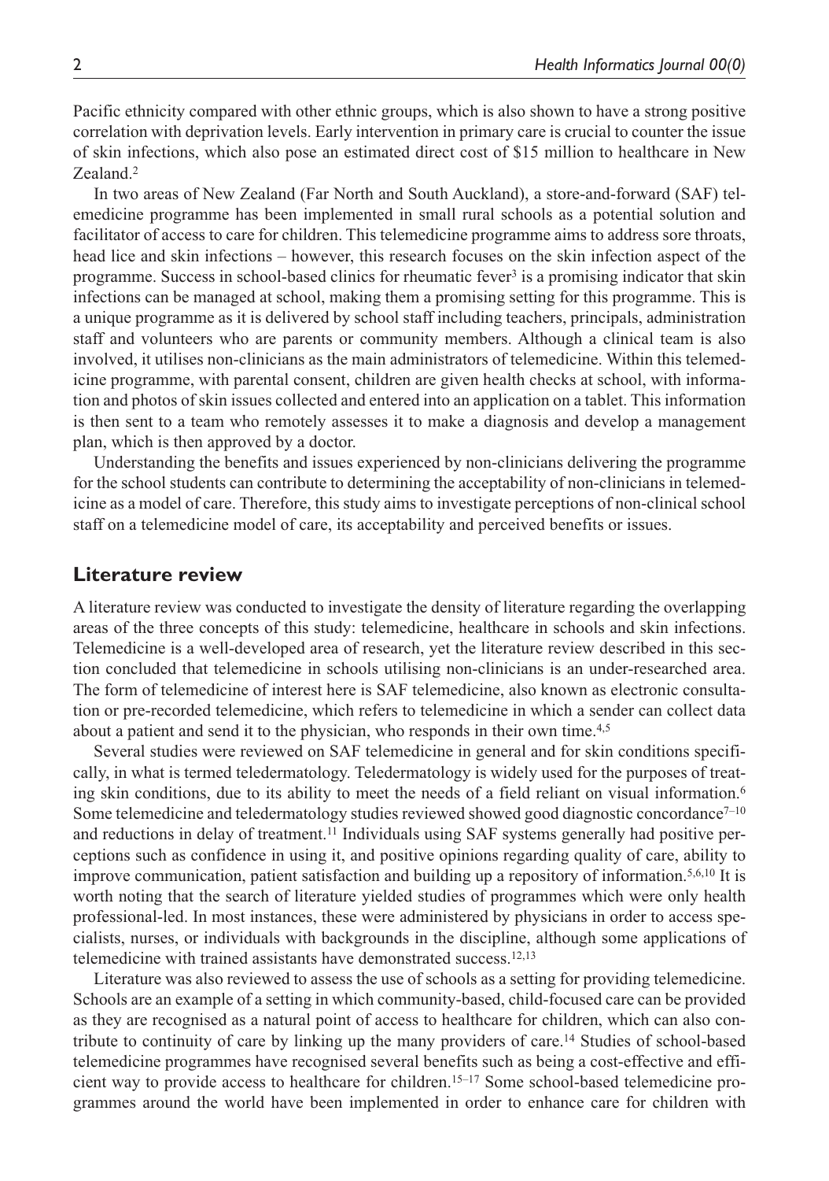Pacific ethnicity compared with other ethnic groups, which is also shown to have a strong positive correlation with deprivation levels. Early intervention in primary care is crucial to counter the issue of skin infections, which also pose an estimated direct cost of $15 million to healthcare in New Zealand.[2]

In two areas of New Zealand (Far North and South Auckland), a store-and-forward (SAF) telemedicine programme has been implemented in small rural schools as a potential solution and facilitator of access to care for children. This telemedicine programme aims to address sore throats, head lice and skin infections – however, this research focuses on the skin infection aspect of the programme. Success in school-based clinics for rheumatic fever[3] is a promising indicator that skin infections can be managed at school, making them a promising setting for this programme. This is a unique programme as it is delivered by school staff including teachers, principals, administration staff and volunteers who are parents or community members. Although a clinical team is also involved, it utilises non-clinicians as the main administrators of telemedicine. Within this telemedicine programme, with parental consent, children are given health checks at school, with information and photos of skin issues collected and entered into an application on a tablet. This information is then sent to a team who remotely assesses it to make a diagnosis and develop a management plan, which is then approved by a doctor.

Understanding the benefits and issues experienced by non-clinicians delivering the programme for the school students can contribute to determining the acceptability of non-clinicians in telemedicine as a model of care. Therefore, this study aims to investigate perceptions of non-clinical school staff on a telemedicine model of care, its acceptability and perceived benefits or issues.

## Literature review

A literature review was conducted to investigate the density of literature regarding the overlapping areas of the three concepts of this study: telemedicine, healthcare in schools and skin infections. Telemedicine is a well-developed area of research, yet the literature review described in this section concluded that telemedicine in schools utilising non-clinicians is an under-researched area. The form of telemedicine of interest here is SAF telemedicine, also known as electronic consultation or pre-recorded telemedicine, which refers to telemedicine in which a sender can collect data about a patient and send it to the physician, who responds in their own time.[4,5]

Several studies were reviewed on SAF telemedicine in general and for skin conditions specifically, in what is termed teledermatology. Teledermatology is widely used for the purposes of treating skin conditions, due to its ability to meet the needs of a field reliant on visual information.[6] Some telemedicine and teledermatology studies reviewed showed good diagnostic concordance[7–10] and reductions in delay of treatment.[11] Individuals using SAF systems generally had positive perceptions such as confidence in using it, and positive opinions regarding quality of care, ability to improve communication, patient satisfaction and building up a repository of information.[5,6,10] It is worth noting that the search of literature yielded studies of programmes which were only health professional-led. In most instances, these were administered by physicians in order to access specialists, nurses, or individuals with backgrounds in the discipline, although some applications of telemedicine with trained assistants have demonstrated success.[12,13]

Literature was also reviewed to assess the use of schools as a setting for providing telemedicine. Schools are an example of a setting in which community-based, child-focused care can be provided as they are recognised as a natural point of access to healthcare for children, which can also contribute to continuity of care by linking up the many providers of care.[14] Studies of school-based telemedicine programmes have recognised several benefits such as being a cost-effective and efficient way to provide access to healthcare for children.[15–17] Some school-based telemedicine programmes around the world have been implemented in order to enhance care for children with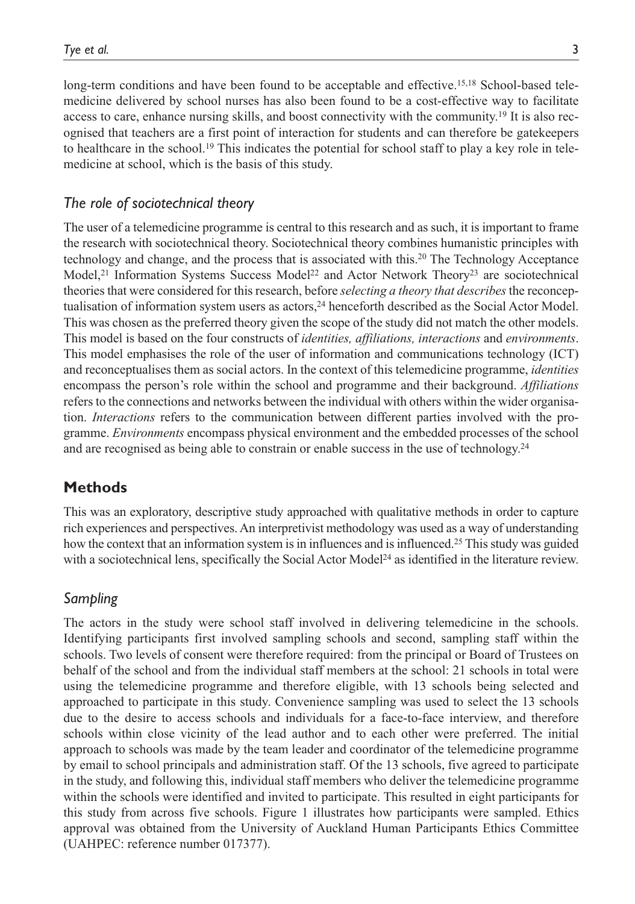long-term conditions and have been found to be acceptable and effective.[15,18] School-based telemedicine delivered by school nurses has also been found to be a cost-effective way to facilitate access to care, enhance nursing skills, and boost connectivity with the community.[19] It is also recognised that teachers are a first point of interaction for students and can therefore be gatekeepers to healthcare in the school.[19] This indicates the potential for school staff to play a key role in telemedicine at school, which is the basis of this study.

### *The role of sociotechnical theory*

The user of a telemedicine programme is central to this research and as such, it is important to frame the research with sociotechnical theory. Sociotechnical theory combines humanistic principles with technology and change, and the process that is associated with this.[20] The Technology Acceptance Model,[21] Information Systems Success Model[22] and Actor Network Theory[23] are sociotechnical theories that were considered for this research, before *selecting a theory that describes* the reconceptualisation of information system users as actors,[24] henceforth described as the Social Actor Model. This was chosen as the preferred theory given the scope of the study did not match the other models. This model is based on the four constructs of *identities, affiliations, interactions* and *environments*. This model emphasises the role of the user of information and communications technology (ICT) and reconceptualises them as social actors. In the context of this telemedicine programme, *identities* encompass the person's role within the school and programme and their background. *Affiliations* refers to the connections and networks between the individual with others within the wider organisation. *Interactions* refers to the communication between different parties involved with the programme. *Environments* encompass physical environment and the embedded processes of the school and are recognised as being able to constrain or enable success in the use of technology.[24]

## **Methods**

This was an exploratory, descriptive study approached with qualitative methods in order to capture rich experiences and perspectives. An interpretivist methodology was used as a way of understanding how the context that an information system is in influences and is influenced.[25] This study was guided with a sociotechnical lens, specifically the Social Actor Model[24] as identified in the literature review.

### *Sampling*

The actors in the study were school staff involved in delivering telemedicine in the schools. Identifying participants first involved sampling schools and second, sampling staff within the schools. Two levels of consent were therefore required: from the principal or Board of Trustees on behalf of the school and from the individual staff members at the school: 21 schools in total were using the telemedicine programme and therefore eligible, with 13 schools being selected and approached to participate in this study. Convenience sampling was used to select the 13 schools due to the desire to access schools and individuals for a face-to-face interview, and therefore schools within close vicinity of the lead author and to each other were preferred. The initial approach to schools was made by the team leader and coordinator of the telemedicine programme by email to school principals and administration staff. Of the 13 schools, five agreed to participate in the study, and following this, individual staff members who deliver the telemedicine programme within the schools were identified and invited to participate. This resulted in eight participants for this study from across five schools. Figure 1 illustrates how participants were sampled. Ethics approval was obtained from the University of Auckland Human Participants Ethics Committee (UAHPEC: reference number 017377).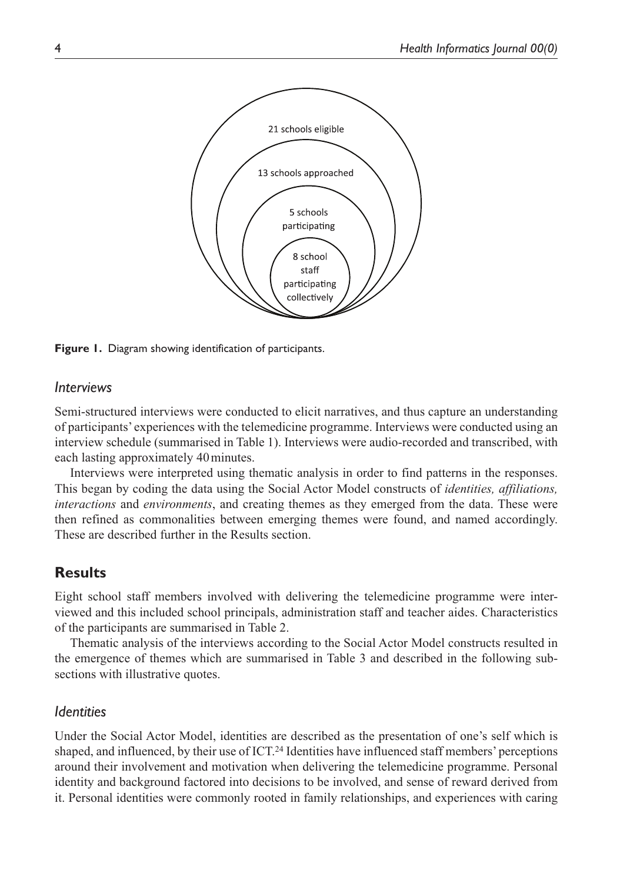Figure 1. Diagram showing identification of participants.

### *Interviews*

Semi-structured interviews were conducted to elicit narratives, and thus capture an understanding of participants' experiences with the telemedicine programme. Interviews were conducted using an interview schedule (summarised in Table 1). Interviews were audio-recorded and transcribed, with each lasting approximately 40 minutes.

Interviews were interpreted using thematic analysis in order to find patterns in the responses. This began by coding the data using the Social Actor Model constructs of *identities, affiliations, interactions* and *environments*, and creating themes as they emerged from the data. These were then refined as commonalities between emerging themes were found, and named accordingly. These are described further in the Results section.

## **Results**

Eight school staff members involved with delivering the telemedicine programme were interviewed and this included school principals, administration staff and teacher aides. Characteristics of the participants are summarised in Table 2.

Thematic analysis of the interviews according to the Social Actor Model constructs resulted in the emergence of themes which are summarised in Table 3 and described in the following subsections with illustrative quotes.

### *Identities*

Under the Social Actor Model, identities are described as the presentation of one's self which is shaped, and influenced, by their use of ICT.[24] Identities have influenced staff members' perceptions around their involvement and motivation when delivering the telemedicine programme. Personal identity and background factored into decisions to be involved, and sense of reward derived from it. Personal identities were commonly rooted in family relationships, and experiences with caring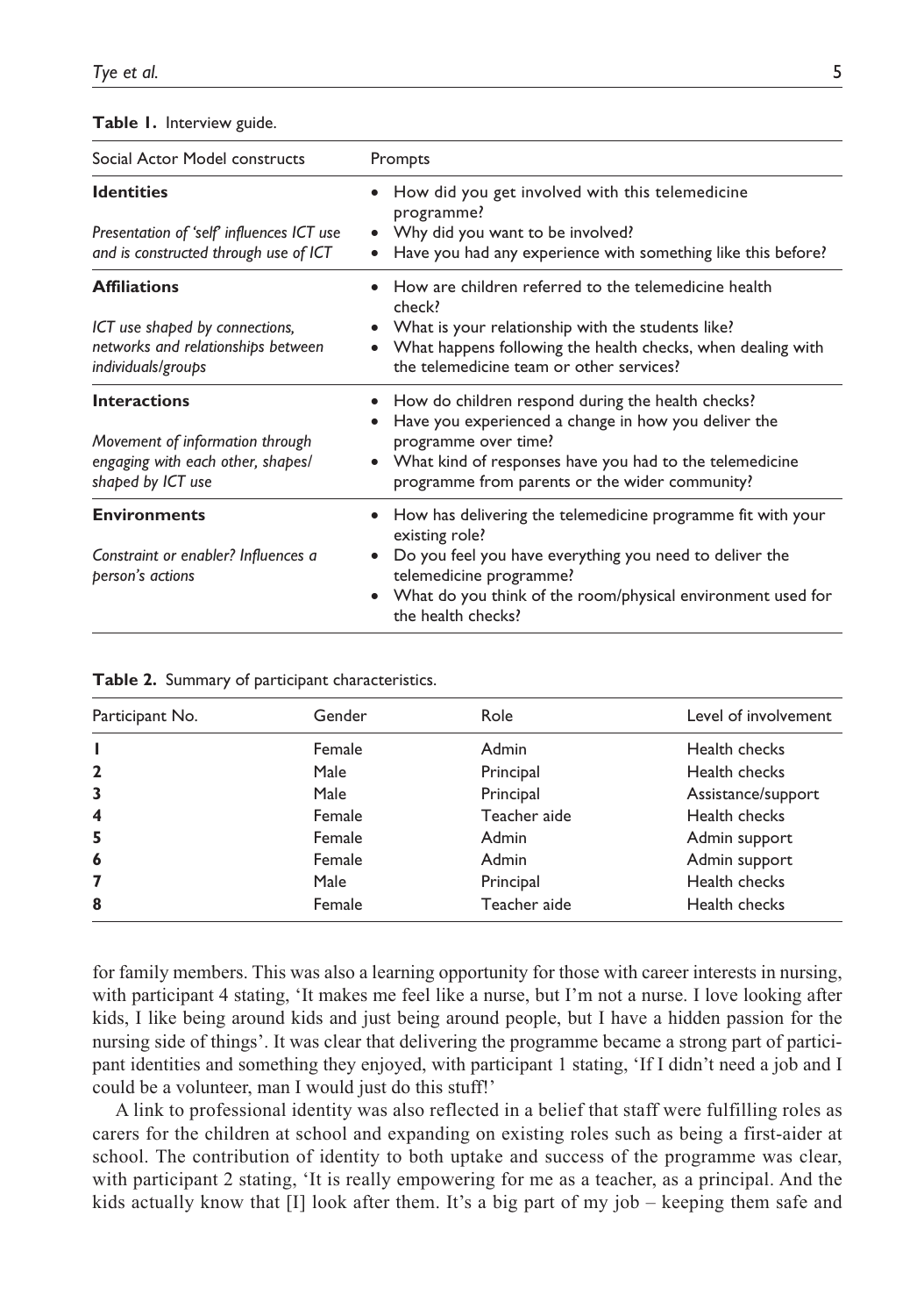**Table 1.** Interview guide.

| Social Actor Model constructs | Prompts |
|---|---|
| **Identities**<br><br>*Presentation of 'self' influences ICT use and is constructed through use of ICT* | • How did you get involved with this telemedicine programme?<br>• Why did you want to be involved?<br>• Have you had any experience with something like this before? |
| **Affiliations**<br><br>*ICT use shaped by connections, networks and relationships between individuals/groups* | • How are children referred to the telemedicine health check?<br>• What is your relationship with the students like?<br>• What happens following the health checks, when dealing with the telemedicine team or other services? |
| **Interactions**<br><br>*Movement of information through engaging with each other, shapes/shaped by ICT use* | • How do children respond during the health checks?<br>• Have you experienced a change in how you deliver the programme over time?<br>• What kind of responses have you had to the telemedicine programme from parents or the wider community? |
| **Environments**<br><br>*Constraint or enabler? Influences a person's actions* | • How has delivering the telemedicine programme fit with your existing role?<br>• Do you feel you have everything you need to deliver the telemedicine programme?<br>• What do you think of the room/physical environment used for the health checks? |

**Table 2.** Summary of participant characteristics.

| Participant No. | Gender | Role | Level of involvement |
|---|---|---|---|
| **1** | Female | Admin | Health checks |
| **2** | Male | Principal | Health checks |
| **3** | Male | Principal | Assistance/support |
| **4** | Female | Teacher aide | Health checks |
| **5** | Female | Admin | Admin support |
| **6** | Female | Admin | Admin support |
| **7** | Male | Principal | Health checks |
| **8** | Female | Teacher aide | Health checks |

for family members. This was also a learning opportunity for those with career interests in nursing, with participant 4 stating, 'It makes me feel like a nurse, but I'm not a nurse. I love looking after kids, I like being around kids and just being around people, but I have a hidden passion for the nursing side of things'. It was clear that delivering the programme became a strong part of participant identities and something they enjoyed, with participant 1 stating, 'If I didn't need a job and I could be a volunteer, man I would just do this stuff!'

A link to professional identity was also reflected in a belief that staff were fulfilling roles as carers for the children at school and expanding on existing roles such as being a first-aider at school. The contribution of identity to both uptake and success of the programme was clear, with participant 2 stating, 'It is really empowering for me as a teacher, as a principal. And the kids actually know that [I] look after them. It's a big part of my job – keeping them safe and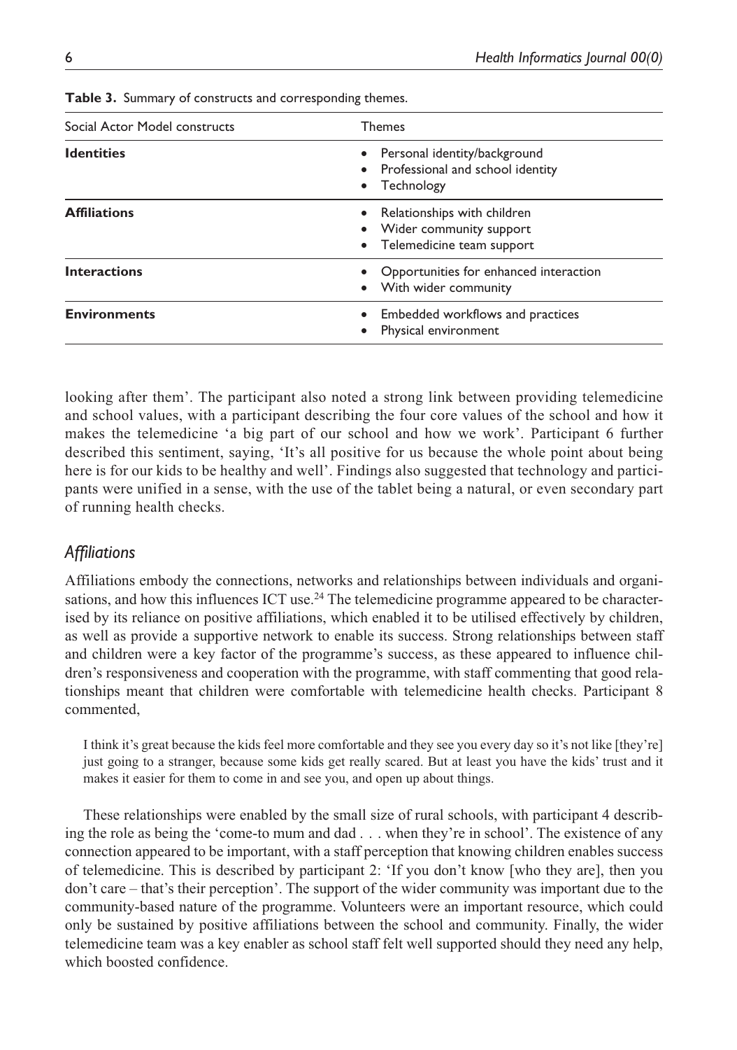**Table 3.** Summary of constructs and corresponding themes.

| Social Actor Model constructs | Themes |
|---|---|
| **Identities** | • Personal identity/background<br>• Professional and school identity<br>• Technology |
| **Affiliations** | • Relationships with children<br>• Wider community support<br>• Telemedicine team support |
| **Interactions** | • Opportunities for enhanced interaction<br>• With wider community |
| **Environments** | • Embedded workflows and practices<br>• Physical environment |

looking after them'. The participant also noted a strong link between providing telemedicine and school values, with a participant describing the four core values of the school and how it makes the telemedicine 'a big part of our school and how we work'. Participant 6 further described this sentiment, saying, 'It's all positive for us because the whole point about being here is for our kids to be healthy and well'. Findings also suggested that technology and participants were unified in a sense, with the use of the tablet being a natural, or even secondary part of running health checks.

### *Affiliations*

Affiliations embody the connections, networks and relationships between individuals and organisations, and how this influences ICT use.[24] The telemedicine programme appeared to be characterised by its reliance on positive affiliations, which enabled it to be utilised effectively by children, as well as provide a supportive network to enable its success. Strong relationships between staff and children were a key factor of the programme's success, as these appeared to influence children's responsiveness and cooperation with the programme, with staff commenting that good relationships meant that children were comfortable with telemedicine health checks. Participant 8 commented,

> I think it's great because the kids feel more comfortable and they see you every day so it's not like [they're] just going to a stranger, because some kids get really scared. But at least you have the kids' trust and it makes it easier for them to come in and see you, and open up about things.

These relationships were enabled by the small size of rural schools, with participant 4 describing the role as being the 'come-to mum and dad . . . when they're in school'. The existence of any connection appeared to be important, with a staff perception that knowing children enables success of telemedicine. This is described by participant 2: 'If you don't know [who they are], then you don't care – that's their perception'. The support of the wider community was important due to the community-based nature of the programme. Volunteers were an important resource, which could only be sustained by positive affiliations between the school and community. Finally, the wider telemedicine team was a key enabler as school staff felt well supported should they need any help, which boosted confidence.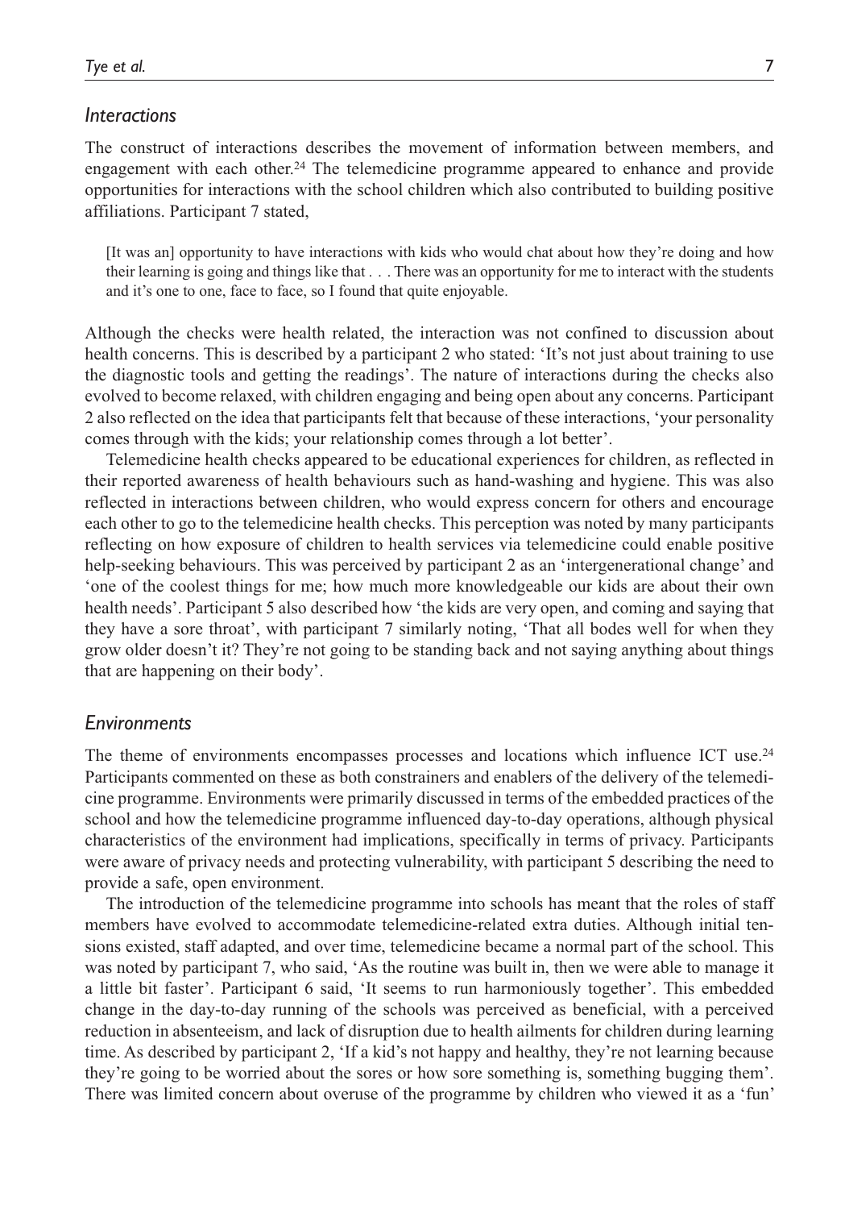### *Interactions*

The construct of interactions describes the movement of information between members, and engagement with each other.[24] The telemedicine programme appeared to enhance and provide opportunities for interactions with the school children which also contributed to building positive affiliations. Participant 7 stated,

> [It was an] opportunity to have interactions with kids who would chat about how they're doing and how their learning is going and things like that . . . There was an opportunity for me to interact with the students and it's one to one, face to face, so I found that quite enjoyable.

Although the checks were health related, the interaction was not confined to discussion about health concerns. This is described by a participant 2 who stated: 'It's not just about training to use the diagnostic tools and getting the readings'. The nature of interactions during the checks also evolved to become relaxed, with children engaging and being open about any concerns. Participant 2 also reflected on the idea that participants felt that because of these interactions, 'your personality comes through with the kids; your relationship comes through a lot better'.

Telemedicine health checks appeared to be educational experiences for children, as reflected in their reported awareness of health behaviours such as hand-washing and hygiene. This was also reflected in interactions between children, who would express concern for others and encourage each other to go to the telemedicine health checks. This perception was noted by many participants reflecting on how exposure of children to health services via telemedicine could enable positive help-seeking behaviours. This was perceived by participant 2 as an 'intergenerational change' and 'one of the coolest things for me; how much more knowledgeable our kids are about their own health needs'. Participant 5 also described how 'the kids are very open, and coming and saying that they have a sore throat', with participant 7 similarly noting, 'That all bodes well for when they grow older doesn't it? They're not going to be standing back and not saying anything about things that are happening on their body'.

### *Environments*

The theme of environments encompasses processes and locations which influence ICT use.[24] Participants commented on these as both constrainers and enablers of the delivery of the telemedicine programme. Environments were primarily discussed in terms of the embedded practices of the school and how the telemedicine programme influenced day-to-day operations, although physical characteristics of the environment had implications, specifically in terms of privacy. Participants were aware of privacy needs and protecting vulnerability, with participant 5 describing the need to provide a safe, open environment.

The introduction of the telemedicine programme into schools has meant that the roles of staff members have evolved to accommodate telemedicine-related extra duties. Although initial tensions existed, staff adapted, and over time, telemedicine became a normal part of the school. This was noted by participant 7, who said, 'As the routine was built in, then we were able to manage it a little bit faster'. Participant 6 said, 'It seems to run harmoniously together'. This embedded change in the day-to-day running of the schools was perceived as beneficial, with a perceived reduction in absenteeism, and lack of disruption due to health ailments for children during learning time. As described by participant 2, 'If a kid's not happy and healthy, they're not learning because they're going to be worried about the sores or how sore something is, something bugging them'. There was limited concern about overuse of the programme by children who viewed it as a 'fun'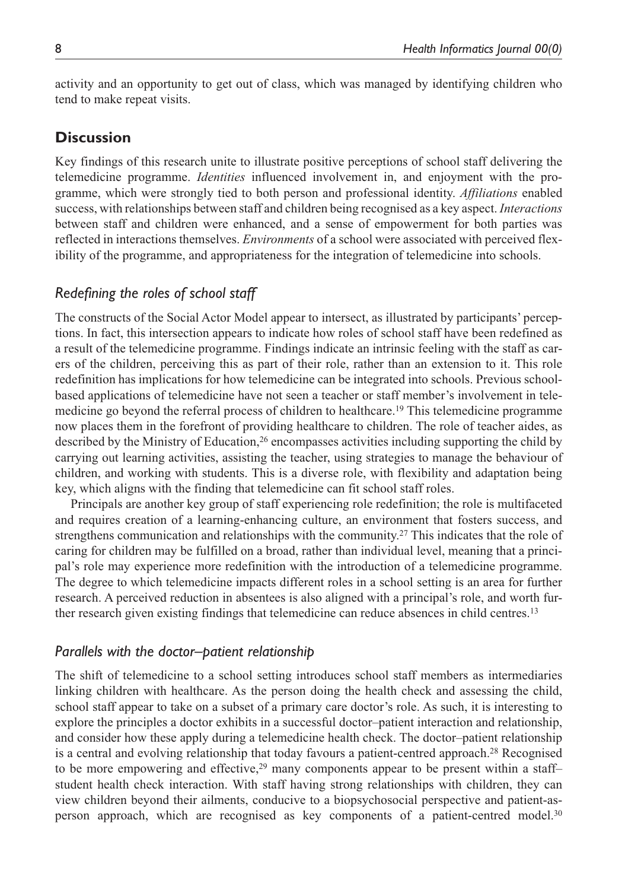activity and an opportunity to get out of class, which was managed by identifying children who tend to make repeat visits.

## Discussion

Key findings of this research unite to illustrate positive perceptions of school staff delivering the telemedicine programme. *Identities* influenced involvement in, and enjoyment with the programme, which were strongly tied to both person and professional identity. *Affiliations* enabled success, with relationships between staff and children being recognised as a key aspect. *Interactions* between staff and children were enhanced, and a sense of empowerment for both parties was reflected in interactions themselves. *Environments* of a school were associated with perceived flexibility of the programme, and appropriateness for the integration of telemedicine into schools.

### *Redefining the roles of school staff*

The constructs of the Social Actor Model appear to intersect, as illustrated by participants' perceptions. In fact, this intersection appears to indicate how roles of school staff have been redefined as a result of the telemedicine programme. Findings indicate an intrinsic feeling with the staff as carers of the children, perceiving this as part of their role, rather than an extension to it. This role redefinition has implications for how telemedicine can be integrated into schools. Previous school-based applications of telemedicine have not seen a teacher or staff member's involvement in telemedicine go beyond the referral process of children to healthcare.[19] This telemedicine programme now places them in the forefront of providing healthcare to children. The role of teacher aides, as described by the Ministry of Education,[26] encompasses activities including supporting the child by carrying out learning activities, assisting the teacher, using strategies to manage the behaviour of children, and working with students. This is a diverse role, with flexibility and adaptation being key, which aligns with the finding that telemedicine can fit school staff roles.

Principals are another key group of staff experiencing role redefinition; the role is multifaceted and requires creation of a learning-enhancing culture, an environment that fosters success, and strengthens communication and relationships with the community.[27] This indicates that the role of caring for children may be fulfilled on a broad, rather than individual level, meaning that a principal's role may experience more redefinition with the introduction of a telemedicine programme. The degree to which telemedicine impacts different roles in a school setting is an area for further research. A perceived reduction in absentees is also aligned with a principal's role, and worth further research given existing findings that telemedicine can reduce absences in child centres.[13]

### *Parallels with the doctor–patient relationship*

The shift of telemedicine to a school setting introduces school staff members as intermediaries linking children with healthcare. As the person doing the health check and assessing the child, school staff appear to take on a subset of a primary care doctor's role. As such, it is interesting to explore the principles a doctor exhibits in a successful doctor–patient interaction and relationship, and consider how these apply during a telemedicine health check. The doctor–patient relationship is a central and evolving relationship that today favours a patient-centred approach.[28] Recognised to be more empowering and effective,[29] many components appear to be present within a staff–student health check interaction. With staff having strong relationships with children, they can view children beyond their ailments, conducive to a biopsychosocial perspective and patient-as-person approach, which are recognised as key components of a patient-centred model.[30]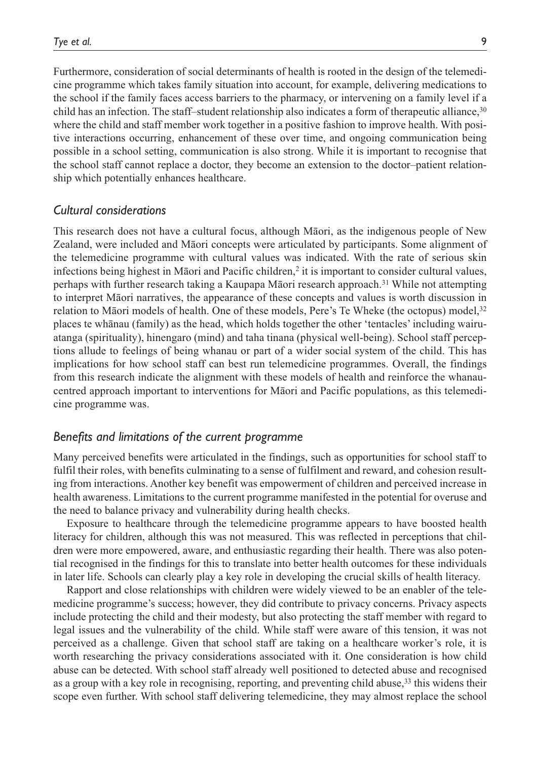Furthermore, consideration of social determinants of health is rooted in the design of the telemedicine programme which takes family situation into account, for example, delivering medications to the school if the family faces access barriers to the pharmacy, or intervening on a family level if a child has an infection. The staff–student relationship also indicates a form of therapeutic alliance,[30] where the child and staff member work together in a positive fashion to improve health. With positive interactions occurring, enhancement of these over time, and ongoing communication being possible in a school setting, communication is also strong. While it is important to recognise that the school staff cannot replace a doctor, they become an extension to the doctor–patient relationship which potentially enhances healthcare.

### *Cultural considerations*

This research does not have a cultural focus, although Māori, as the indigenous people of New Zealand, were included and Māori concepts were articulated by participants. Some alignment of the telemedicine programme with cultural values was indicated. With the rate of serious skin infections being highest in Māori and Pacific children,[2] it is important to consider cultural values, perhaps with further research taking a Kaupapa Māori research approach.[31] While not attempting to interpret Māori narratives, the appearance of these concepts and values is worth discussion in relation to Māori models of health. One of these models, Pere's Te Wheke (the octopus) model,[32] places te whānau (family) as the head, which holds together the other 'tentacles' including wairuatanga (spirituality), hinengaro (mind) and taha tinana (physical well-being). School staff perceptions allude to feelings of being whanau or part of a wider social system of the child. This has implications for how school staff can best run telemedicine programmes. Overall, the findings from this research indicate the alignment with these models of health and reinforce the whanau-centred approach important to interventions for Māori and Pacific populations, as this telemedicine programme was.

### *Benefits and limitations of the current programme*

Many perceived benefits were articulated in the findings, such as opportunities for school staff to fulfil their roles, with benefits culminating to a sense of fulfilment and reward, and cohesion resulting from interactions. Another key benefit was empowerment of children and perceived increase in health awareness. Limitations to the current programme manifested in the potential for overuse and the need to balance privacy and vulnerability during health checks.

Exposure to healthcare through the telemedicine programme appears to have boosted health literacy for children, although this was not measured. This was reflected in perceptions that children were more empowered, aware, and enthusiastic regarding their health. There was also potential recognised in the findings for this to translate into better health outcomes for these individuals in later life. Schools can clearly play a key role in developing the crucial skills of health literacy.

Rapport and close relationships with children were widely viewed to be an enabler of the telemedicine programme's success; however, they did contribute to privacy concerns. Privacy aspects include protecting the child and their modesty, but also protecting the staff member with regard to legal issues and the vulnerability of the child. While staff were aware of this tension, it was not perceived as a challenge. Given that school staff are taking on a healthcare worker's role, it is worth researching the privacy considerations associated with it. One consideration is how child abuse can be detected. With school staff already well positioned to detected abuse and recognised as a group with a key role in recognising, reporting, and preventing child abuse,[33] this widens their scope even further. With school staff delivering telemedicine, they may almost replace the school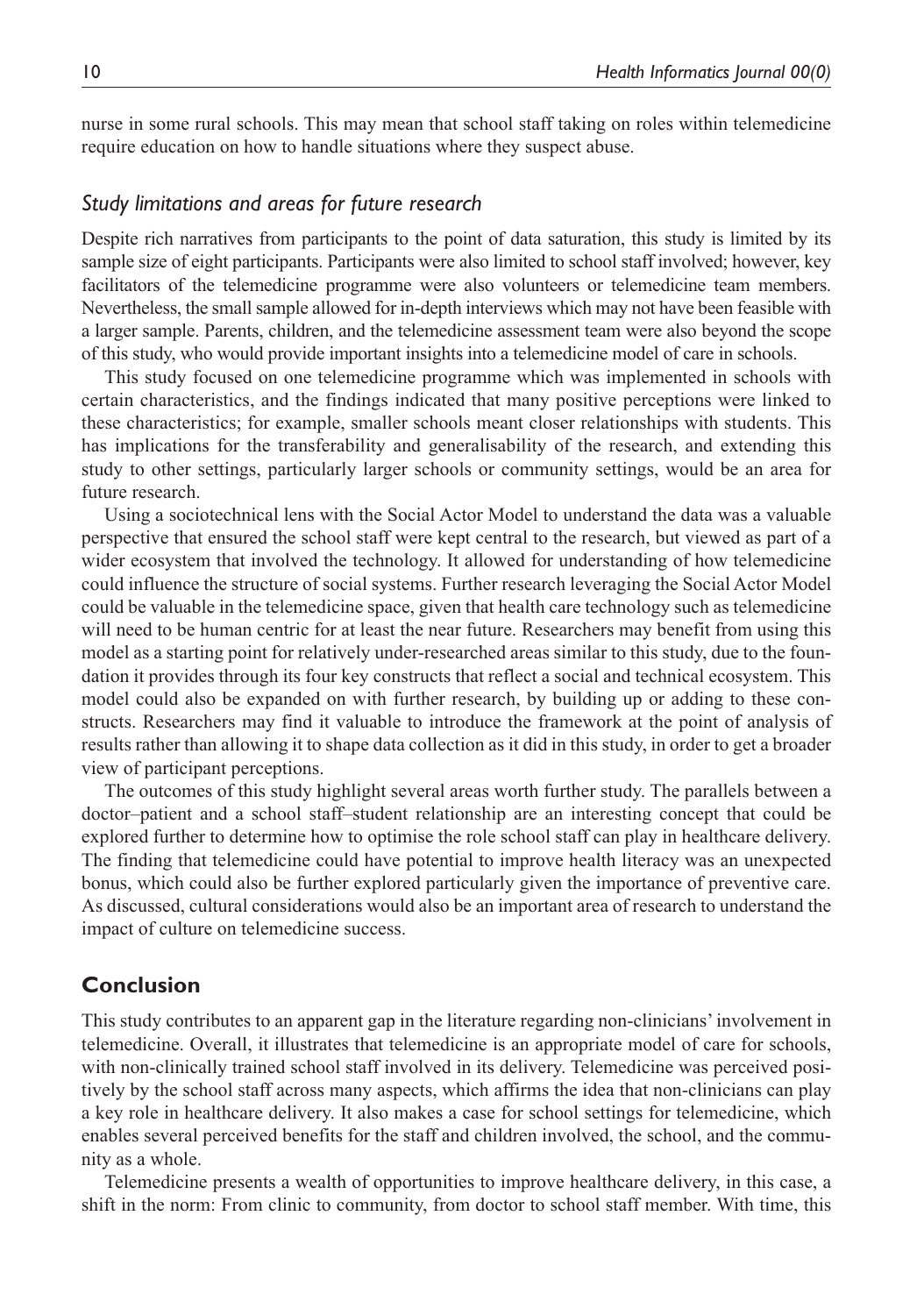nurse in some rural schools. This may mean that school staff taking on roles within telemedicine require education on how to handle situations where they suspect abuse.

### *Study limitations and areas for future research*

Despite rich narratives from participants to the point of data saturation, this study is limited by its sample size of eight participants. Participants were also limited to school staff involved; however, key facilitators of the telemedicine programme were also volunteers or telemedicine team members. Nevertheless, the small sample allowed for in-depth interviews which may not have been feasible with a larger sample. Parents, children, and the telemedicine assessment team were also beyond the scope of this study, who would provide important insights into a telemedicine model of care in schools.

This study focused on one telemedicine programme which was implemented in schools with certain characteristics, and the findings indicated that many positive perceptions were linked to these characteristics; for example, smaller schools meant closer relationships with students. This has implications for the transferability and generalisability of the research, and extending this study to other settings, particularly larger schools or community settings, would be an area for future research.

Using a sociotechnical lens with the Social Actor Model to understand the data was a valuable perspective that ensured the school staff were kept central to the research, but viewed as part of a wider ecosystem that involved the technology. It allowed for understanding of how telemedicine could influence the structure of social systems. Further research leveraging the Social Actor Model could be valuable in the telemedicine space, given that health care technology such as telemedicine will need to be human centric for at least the near future. Researchers may benefit from using this model as a starting point for relatively under-researched areas similar to this study, due to the foundation it provides through its four key constructs that reflect a social and technical ecosystem. This model could also be expanded on with further research, by building up or adding to these constructs. Researchers may find it valuable to introduce the framework at the point of analysis of results rather than allowing it to shape data collection as it did in this study, in order to get a broader view of participant perceptions.

The outcomes of this study highlight several areas worth further study. The parallels between a doctor–patient and a school staff–student relationship are an interesting concept that could be explored further to determine how to optimise the role school staff can play in healthcare delivery. The finding that telemedicine could have potential to improve health literacy was an unexpected bonus, which could also be further explored particularly given the importance of preventive care. As discussed, cultural considerations would also be an important area of research to understand the impact of culture on telemedicine success.

## Conclusion

This study contributes to an apparent gap in the literature regarding non-clinicians' involvement in telemedicine. Overall, it illustrates that telemedicine is an appropriate model of care for schools, with non-clinically trained school staff involved in its delivery. Telemedicine was perceived positively by the school staff across many aspects, which affirms the idea that non-clinicians can play a key role in healthcare delivery. It also makes a case for school settings for telemedicine, which enables several perceived benefits for the staff and children involved, the school, and the community as a whole.

Telemedicine presents a wealth of opportunities to improve healthcare delivery, in this case, a shift in the norm: From clinic to community, from doctor to school staff member. With time, this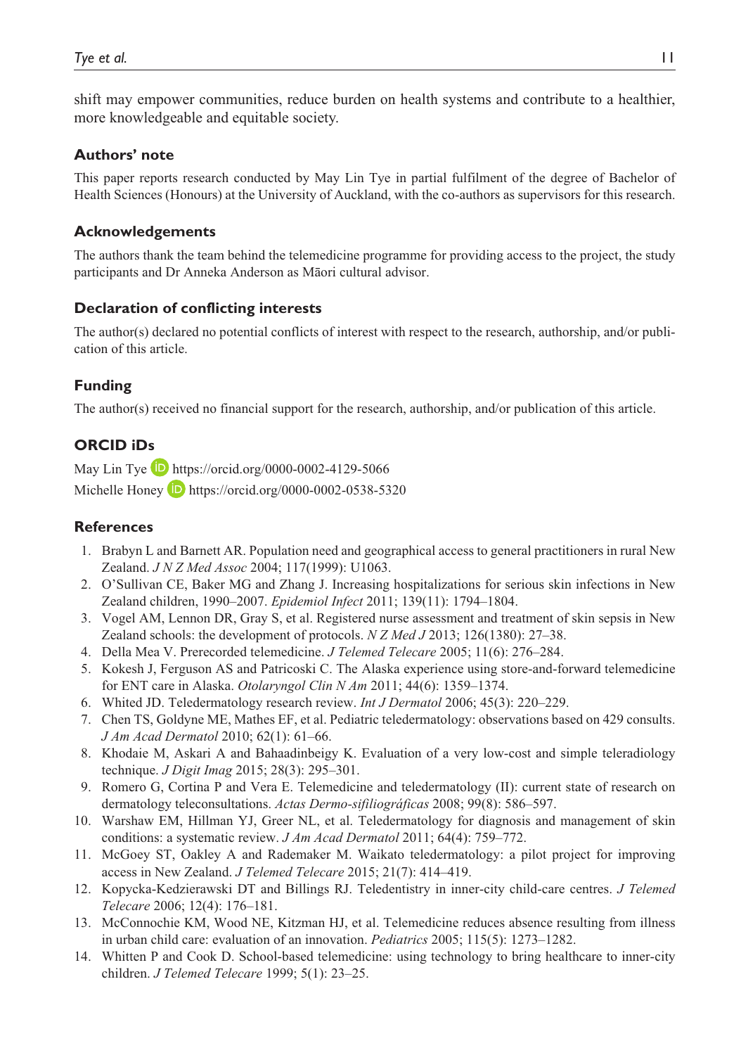shift may empower communities, reduce burden on health systems and contribute to a healthier, more knowledgeable and equitable society.

## Authors' note

This paper reports research conducted by May Lin Tye in partial fulfilment of the degree of Bachelor of Health Sciences (Honours) at the University of Auckland, with the co-authors as supervisors for this research.

## Acknowledgements

The authors thank the team behind the telemedicine programme for providing access to the project, the study participants and Dr Anneka Anderson as Māori cultural advisor.

## Declaration of conflicting interests

The author(s) declared no potential conflicts of interest with respect to the research, authorship, and/or publication of this article.

## Funding

The author(s) received no financial support for the research, authorship, and/or publication of this article.

## ORCID iDs

May Lin Tye https://orcid.org/0000-0002-4129-5066
Michelle Honey https://orcid.org/0000-0002-0538-5320

## References

1. Brabyn L and Barnett AR. Population need and geographical access to general practitioners in rural New Zealand. *J N Z Med Assoc* 2004; 117(1999): U1063.
2. O'Sullivan CE, Baker MG and Zhang J. Increasing hospitalizations for serious skin infections in New Zealand children, 1990–2007. *Epidemiol Infect* 2011; 139(11): 1794–1804.
3. Vogel AM, Lennon DR, Gray S, et al. Registered nurse assessment and treatment of skin sepsis in New Zealand schools: the development of protocols. *N Z Med J* 2013; 126(1380): 27–38.
4. Della Mea V. Prerecorded telemedicine. *J Telemed Telecare* 2005; 11(6): 276–284.
5. Kokesh J, Ferguson AS and Patricoski C. The Alaska experience using store-and-forward telemedicine for ENT care in Alaska. *Otolaryngol Clin N Am* 2011; 44(6): 1359–1374.
6. Whited JD. Teledermatology research review. *Int J Dermatol* 2006; 45(3): 220–229.
7. Chen TS, Goldyne ME, Mathes EF, et al. Pediatric teledermatology: observations based on 429 consults. *J Am Acad Dermatol* 2010; 62(1): 61–66.
8. Khodaie M, Askari A and Bahaadinbeigy K. Evaluation of a very low-cost and simple teleradiology technique. *J Digit Imag* 2015; 28(3): 295–301.
9. Romero G, Cortina P and Vera E. Telemedicine and teledermatology (II): current state of research on dermatology teleconsultations. *Actas Dermo-sifiliográficas* 2008; 99(8): 586–597.
10. Warshaw EM, Hillman YJ, Greer NL, et al. Teledermatology for diagnosis and management of skin conditions: a systematic review. *J Am Acad Dermatol* 2011; 64(4): 759–772.
11. McGoey ST, Oakley A and Rademaker M. Waikato teledermatology: a pilot project for improving access in New Zealand. *J Telemed Telecare* 2015; 21(7): 414–419.
12. Kopycka-Kedzierawski DT and Billings RJ. Teledentistry in inner-city child-care centres. *J Telemed Telecare* 2006; 12(4): 176–181.
13. McConnochie KM, Wood NE, Kitzman HJ, et al. Telemedicine reduces absence resulting from illness in urban child care: evaluation of an innovation. *Pediatrics* 2005; 115(5): 1273–1282.
14. Whitten P and Cook D. School-based telemedicine: using technology to bring healthcare to inner-city children. *J Telemed Telecare* 1999; 5(1): 23–25.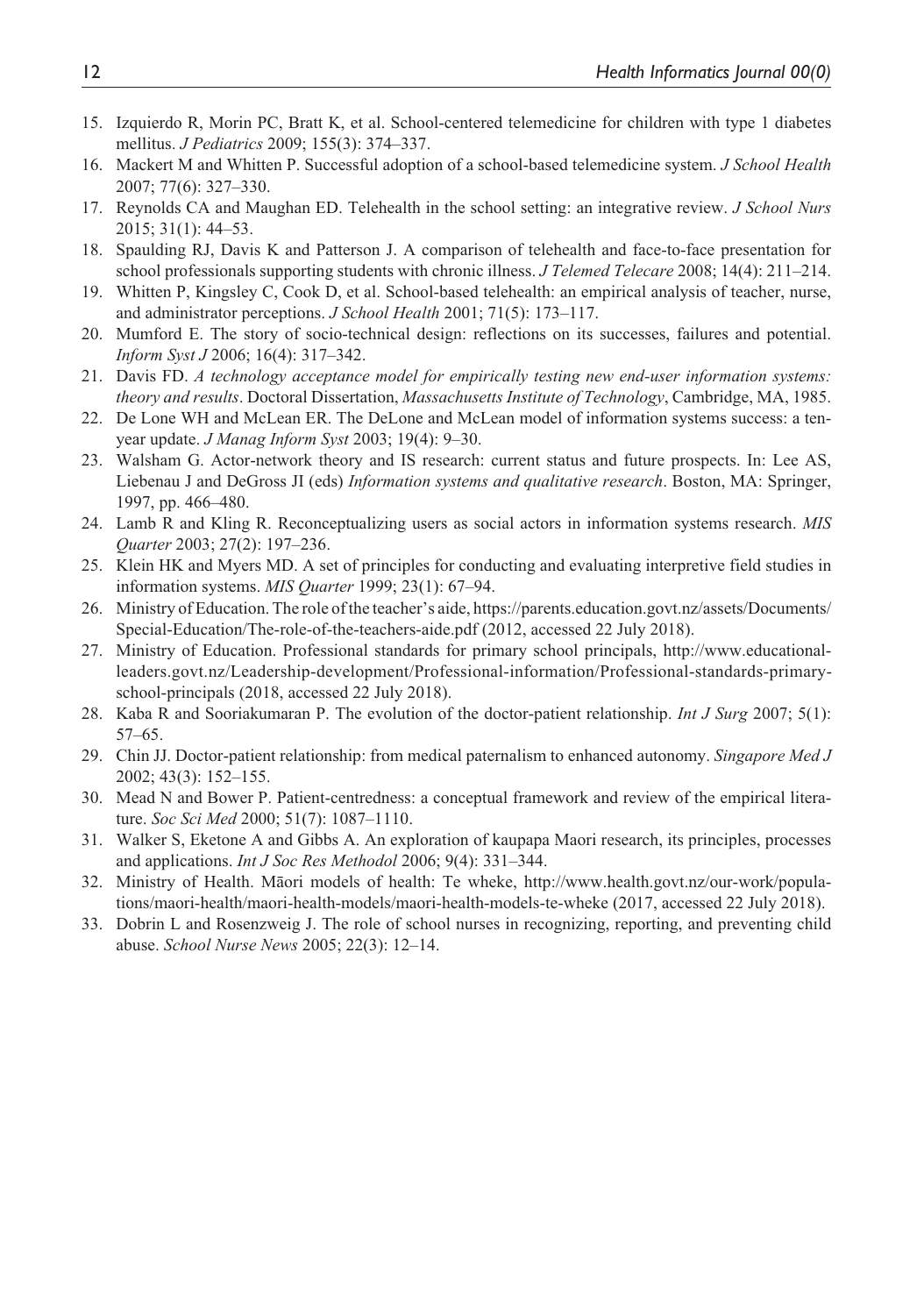15. Izquierdo R, Morin PC, Bratt K, et al. School-centered telemedicine for children with type 1 diabetes mellitus. *J Pediatrics* 2009; 155(3): 374–337.
16. Mackert M and Whitten P. Successful adoption of a school-based telemedicine system. *J School Health* 2007; 77(6): 327–330.
17. Reynolds CA and Maughan ED. Telehealth in the school setting: an integrative review. *J School Nurs* 2015; 31(1): 44–53.
18. Spaulding RJ, Davis K and Patterson J. A comparison of telehealth and face-to-face presentation for school professionals supporting students with chronic illness. *J Telemed Telecare* 2008; 14(4): 211–214.
19. Whitten P, Kingsley C, Cook D, et al. School-based telehealth: an empirical analysis of teacher, nurse, and administrator perceptions. *J School Health* 2001; 71(5): 173–117.
20. Mumford E. The story of socio-technical design: reflections on its successes, failures and potential. *Inform Syst J* 2006; 16(4): 317–342.
21. Davis FD. *A technology acceptance model for empirically testing new end-user information systems: theory and results*. Doctoral Dissertation, *Massachusetts Institute of Technology*, Cambridge, MA, 1985.
22. De Lone WH and McLean ER. The DeLone and McLean model of information systems success: a ten-year update. *J Manag Inform Syst* 2003; 19(4): 9–30.
23. Walsham G. Actor-network theory and IS research: current status and future prospects. In: Lee AS, Liebenau J and DeGross JI (eds) *Information systems and qualitative research*. Boston, MA: Springer, 1997, pp. 466–480.
24. Lamb R and Kling R. Reconceptualizing users as social actors in information systems research. *MIS Quarter* 2003; 27(2): 197–236.
25. Klein HK and Myers MD. A set of principles for conducting and evaluating interpretive field studies in information systems. *MIS Quarter* 1999; 23(1): 67–94.
26. Ministry of Education. The role of the teacher's aide, https://parents.education.govt.nz/assets/Documents/Special-Education/The-role-of-the-teachers-aide.pdf (2012, accessed 22 July 2018).
27. Ministry of Education. Professional standards for primary school principals, http://www.educational-leaders.govt.nz/Leadership-development/Professional-information/Professional-standards-primary-school-principals (2018, accessed 22 July 2018).
28. Kaba R and Sooriakumaran P. The evolution of the doctor-patient relationship. *Int J Surg* 2007; 5(1): 57–65.
29. Chin JJ. Doctor-patient relationship: from medical paternalism to enhanced autonomy. *Singapore Med J* 2002; 43(3): 152–155.
30. Mead N and Bower P. Patient-centredness: a conceptual framework and review of the empirical literature. *Soc Sci Med* 2000; 51(7): 1087–1110.
31. Walker S, Eketone A and Gibbs A. An exploration of kaupapa Maori research, its principles, processes and applications. *Int J Soc Res Methodol* 2006; 9(4): 331–344.
32. Ministry of Health. Māori models of health: Te wheke, http://www.health.govt.nz/our-work/populations/maori-health/maori-health-models/maori-health-models-te-wheke (2017, accessed 22 July 2018).
33. Dobrin L and Rosenzweig J. The role of school nurses in recognizing, reporting, and preventing child abuse. *School Nurse News* 2005; 22(3): 12–14.